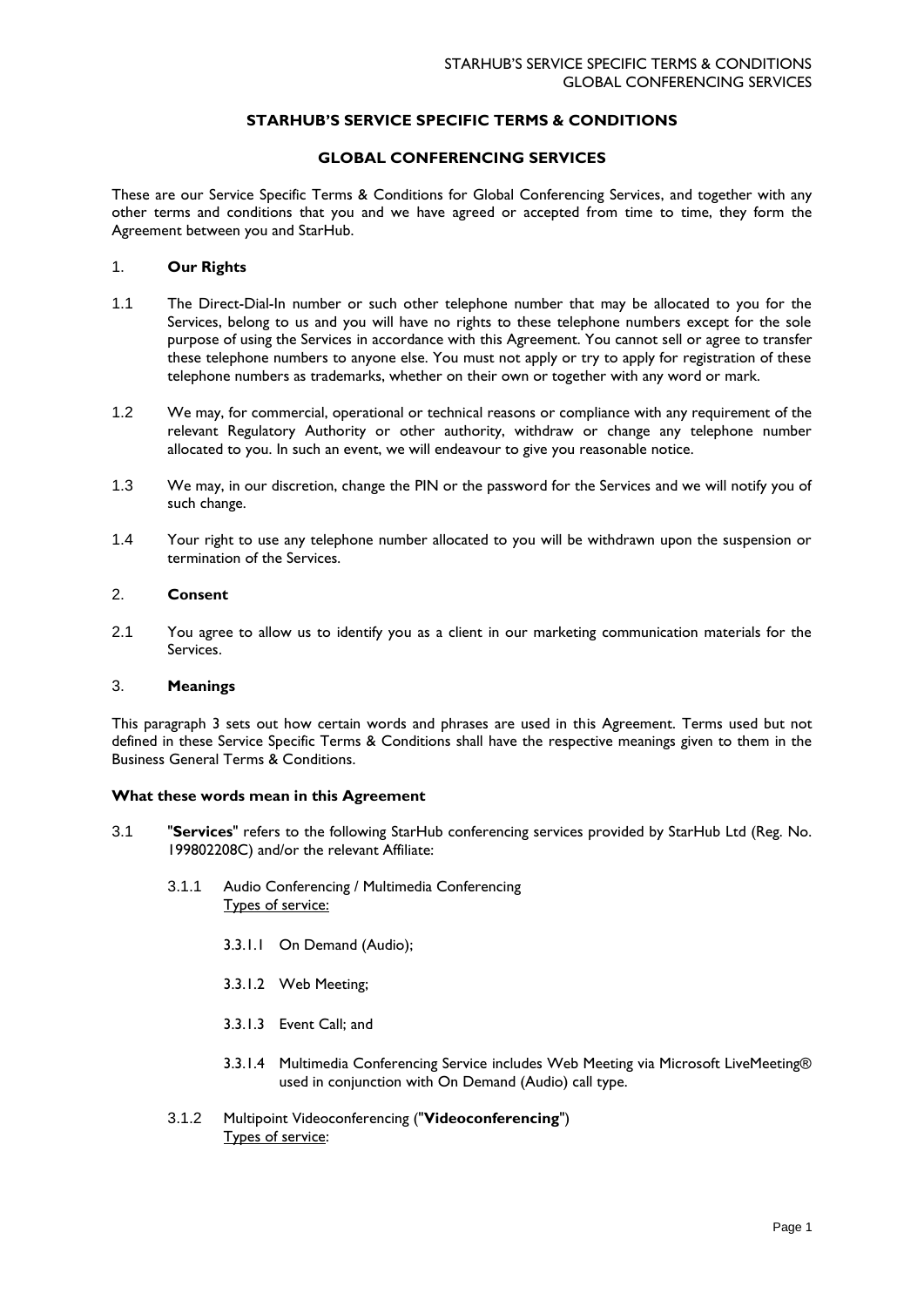# STARHUB'S SERVICE SPECIFIC TERMS & CONDITIONS

## GLOBAL CONFERENCING SERVICES

These are our Service Specific Terms & Conditions for Global Conferencing Services, and together with any other terms and conditions that you and we have agreed or accepted from time to time, they form the Agreement between you and StarHub.

### 1. Our Rights

1.1 The Direct-Dial-In number or such other telephone number that may be allocated to you for the Services, belong to us and you will have no rights to these telephone numbers except for the sole purpose of using the Services in accordance with this Agreement. You cannot sell or agree to transfer these telephone numbers to anyone else. You must not apply or try to apply for registration of these telephone numbers as trademarks, whether on their own or together with any word or mark.

1.2 We may, for commercial, operational or technical reasons or compliance with any requirement of the relevant Regulatory Authority or other authority, withdraw or change any telephone number allocated to you. In such an event, we will endeavour to give you reasonable notice.

1.3 We may, in our discretion, change the PIN or the password for the Services and we will notify you of such change.

1.4 Your right to use any telephone number allocated to you will be withdrawn upon the suspension or termination of the Services.

### 2. Consent

2.1 You agree to allow us to identify you as a client in our marketing communication materials for the Services.

### 3. Meanings

This paragraph 3 sets out how certain words and phrases are used in this Agreement. Terms used but not defined in these Service Specific Terms & Conditions shall have the respective meanings given to them in the Business General Terms & Conditions.

**What these words mean in this Agreement**

3.1 "**Services**" refers to the following StarHub conferencing services provided by StarHub Ltd (Reg. No. 199802208C) and/or the relevant Affiliate:

3.1.1 Audio Conferencing / Multimedia Conferencing
<u>Types of service:</u>

3.3.1.1 On Demand (Audio);

3.3.1.2 Web Meeting;

3.3.1.3 Event Call; and

3.3.1.4 Multimedia Conferencing Service includes Web Meeting via Microsoft LiveMeeting® used in conjunction with On Demand (Audio) call type.

3.1.2 Multipoint Videoconferencing ("**Videoconferencing**")
<u>Types of service</u>: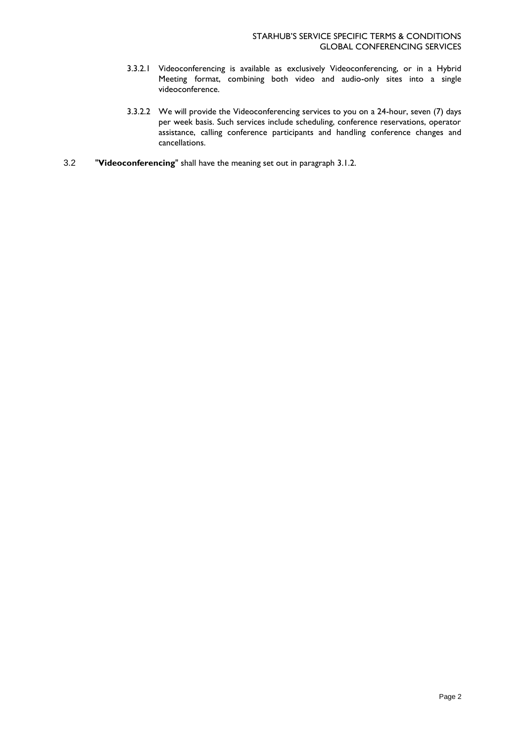3.3.2.1 Videoconferencing is available as exclusively Videoconferencing, or in a Hybrid Meeting format, combining both video and audio-only sites into a single videoconference.

3.3.2.2 We will provide the Videoconferencing services to you on a 24-hour, seven (7) days per week basis. Such services include scheduling, conference reservations, operator assistance, calling conference participants and handling conference changes and cancellations.

3.2 "**Videoconferencing**" shall have the meaning set out in paragraph 3.1.2.